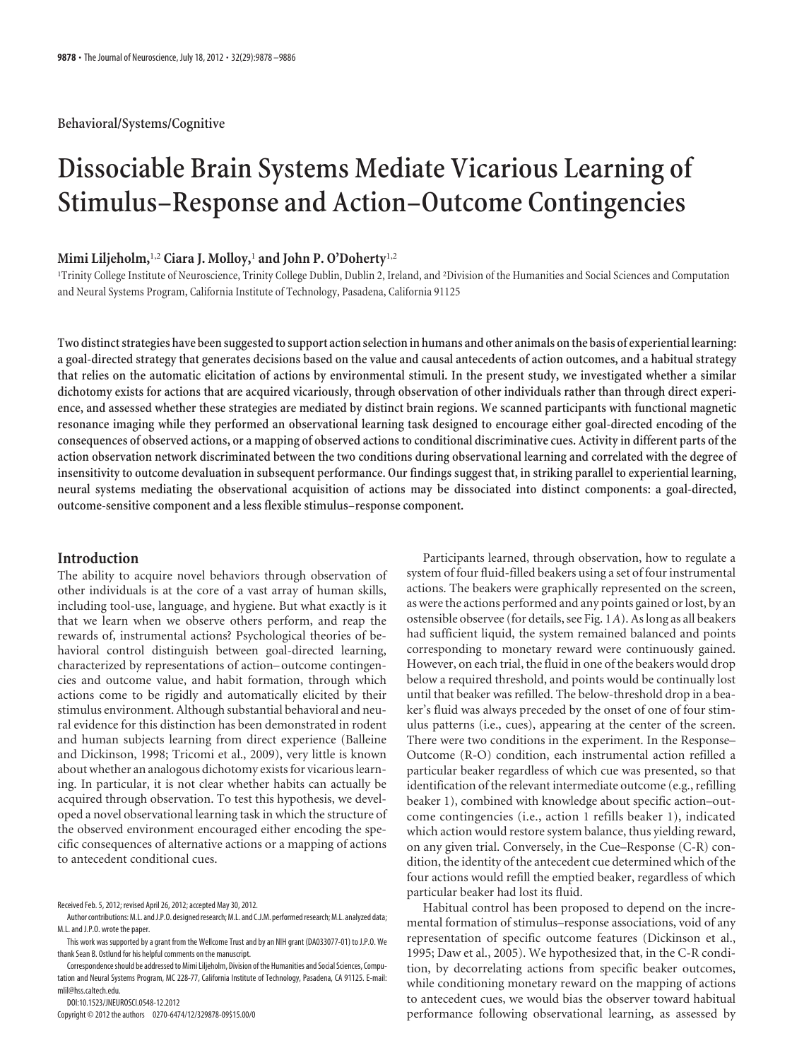Behavioral/Systems/Cognitive

# Dissociable Brain Systems Mediate Vicarious Learning of Stimulus–Response and Action–Outcome Contingencies

**Mimi Liljeholm,[1,2] Ciara J. Molloy,[1] and John P. O'Doherty[1,2]**

[1]Trinity College Institute of Neuroscience, Trinity College Dublin, Dublin 2, Ireland, and [2]Division of the Humanities and Social Sciences and Computation and Neural Systems Program, California Institute of Technology, Pasadena, California 91125

**Two distinct strategies have been suggested to support action selection in humans and other animals on the basis of experiential learning: a goal-directed strategy that generates decisions based on the value and causal antecedents of action outcomes, and a habitual strategy that relies on the automatic elicitation of actions by environmental stimuli. In the present study, we investigated whether a similar dichotomy exists for actions that are acquired vicariously, through observation of other individuals rather than through direct experience, and assessed whether these strategies are mediated by distinct brain regions. We scanned participants with functional magnetic resonance imaging while they performed an observational learning task designed to encourage either goal-directed encoding of the consequences of observed actions, or a mapping of observed actions to conditional discriminative cues. Activity in different parts of the action observation network discriminated between the two conditions during observational learning and correlated with the degree of insensitivity to outcome devaluation in subsequent performance. Our findings suggest that, in striking parallel to experiential learning, neural systems mediating the observational acquisition of actions may be dissociated into distinct components: a goal-directed, outcome-sensitive component and a less flexible stimulus–response component.**

## Introduction

The ability to acquire novel behaviors through observation of other individuals is at the core of a vast array of human skills, including tool-use, language, and hygiene. But what exactly is it that we learn when we observe others perform, and reap the rewards of, instrumental actions? Psychological theories of behavioral control distinguish between goal-directed learning, characterized by representations of action–outcome contingencies and outcome value, and habit formation, through which actions come to be rigidly and automatically elicited by their stimulus environment. Although substantial behavioral and neural evidence for this distinction has been demonstrated in rodent and human subjects learning from direct experience (Balleine and Dickinson, 1998; Tricomi et al., 2009), very little is known about whether an analogous dichotomy exists for vicarious learning. In particular, it is not clear whether habits can actually be acquired through observation. To test this hypothesis, we developed a novel observational learning task in which the structure of the observed environment encouraged either encoding the specific consequences of alternative actions or a mapping of actions to antecedent conditional cues.

Participants learned, through observation, how to regulate a system of four fluid-filled beakers using a set of four instrumental actions. The beakers were graphically represented on the screen, as were the actions performed and any points gained or lost, by an ostensible observee (for details, see Fig. 1*A*). As long as all beakers had sufficient liquid, the system remained balanced and points corresponding to monetary reward were continuously gained. However, on each trial, the fluid in one of the beakers would drop below a required threshold, and points would be continually lost until that beaker was refilled. The below-threshold drop in a beaker's fluid was always preceded by the onset of one of four stimulus patterns (i.e., cues), appearing at the center of the screen. There were two conditions in the experiment. In the Response–Outcome (R-O) condition, each instrumental action refilled a particular beaker regardless of which cue was presented, so that identification of the relevant intermediate outcome (e.g., refilling beaker 1), combined with knowledge about specific action–outcome contingencies (i.e., action 1 refills beaker 1), indicated which action would restore system balance, thus yielding reward, on any given trial. Conversely, in the Cue–Response (C-R) condition, the identity of the antecedent cue determined which of the four actions would refill the emptied beaker, regardless of which particular beaker had lost its fluid.

Habitual control has been proposed to depend on the incremental formation of stimulus–response associations, void of any representation of specific outcome features (Dickinson et al., 1995; Daw et al., 2005). We hypothesized that, in the C-R condition, by decorrelating actions from specific beaker outcomes, while conditioning monetary reward on the mapping of actions to antecedent cues, we would bias the observer toward habitual performance following observational learning, as assessed by

Received Feb. 5, 2012; revised April 26, 2012; accepted May 30, 2012.

Author contributions: M.L. and J.P.O. designed research; M.L. and C.J.M. performed research; M.L. analyzed data; M.L. and J.P.O. wrote the paper.

This work was supported by a grant from the Wellcome Trust and by an NIH grant (DA033077-01) to J.P.O. We thank Sean B. Ostlund for his helpful comments on the manuscript.

Correspondence should be addressed to Mimi Liljeholm, Division of the Humanities and Social Sciences, Computation and Neural Systems Program, MC 228-77, California Institute of Technology, Pasadena, CA 91125. E-mail: mlil@hss.caltech.edu.

DOI:10.1523/JNEUROSCI.0548-12.2012

Copyright © 2012 the authors 0270-6474/12/329878-09$15.00/0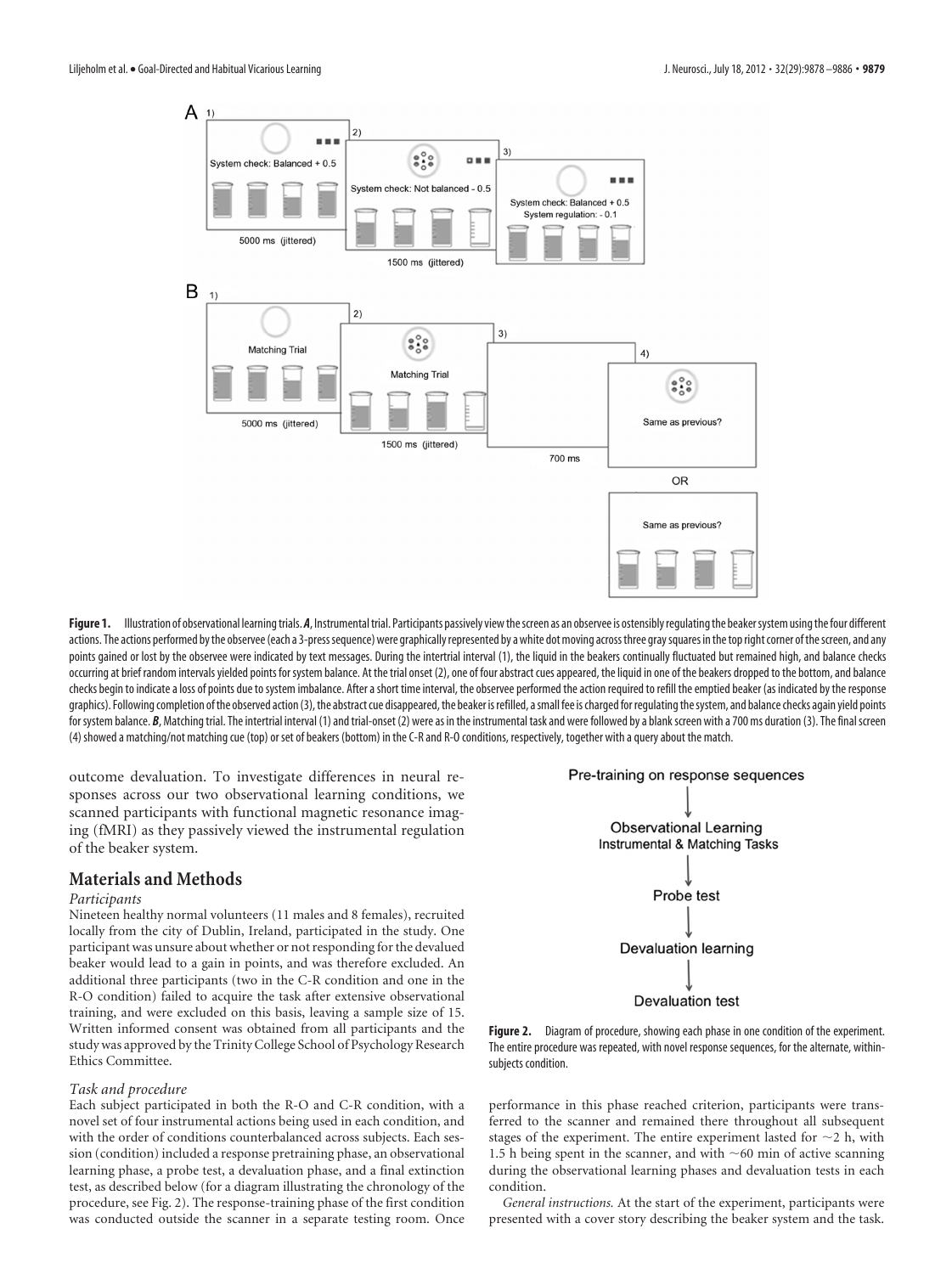**Figure 1.** Illustration of observational learning trials. ***A***, Instrumental trial. Participants passively view the screen as an observee is ostensibly regulating the beaker system using the four different actions. The actions performed by the observee (each a 3-press sequence) were graphically represented by a white dot moving across three gray squares in the top right corner of the screen, and any points gained or lost by the observee were indicated by text messages. During the intertrial interval (1), the liquid in the beakers continually fluctuated but remained high, and balance checks occurring at brief random intervals yielded points for system balance. At the trial onset (2), one of four abstract cues appeared, the liquid in one of the beakers dropped to the bottom, and balance checks begin to indicate a loss of points due to system imbalance. After a short time interval, the observee performed the action required to refill the emptied beaker (as indicated by the response graphics). Following completion of the observed action (3), the abstract cue disappeared, the beaker is refilled, a small fee is charged for regulating the system, and balance checks again yield points for system balance. ***B***, Matching trial. The intertrial interval (1) and trial-onset (2) were as in the instrumental task and were followed by a blank screen with a 700 ms duration (3). The final screen (4) showed a matching/not matching cue (top) or set of beakers (bottom) in the C-R and R-O conditions, respectively, together with a query about the match.

outcome devaluation. To investigate differences in neural responses across our two observational learning conditions, we scanned participants with functional magnetic resonance imaging (fMRI) as they passively viewed the instrumental regulation of the beaker system.

## Materials and Methods

### *Participants*

Nineteen healthy normal volunteers (11 males and 8 females), recruited locally from the city of Dublin, Ireland, participated in the study. One participant was unsure about whether or not responding for the devalued beaker would lead to a gain in points, and was therefore excluded. An additional three participants (two in the C-R condition and one in the R-O condition) failed to acquire the task after extensive observational training, and were excluded on this basis, leaving a sample size of 15. Written informed consent was obtained from all participants and the study was approved by the Trinity College School of Psychology Research Ethics Committee.

### *Task and procedure*

Each subject participated in both the R-O and C-R condition, with a novel set of four instrumental actions being used in each condition, and with the order of conditions counterbalanced across subjects. Each session (condition) included a response pretraining phase, an observational learning phase, a probe test, a devaluation phase, and a final extinction test, as described below (for a diagram illustrating the chronology of the procedure, see Fig. 2). The response-training phase of the first condition was conducted outside the scanner in a separate testing room. Once

Pre-training on response sequences → Observational Learning (Instrumental & Matching Tasks) → Probe test → Devaluation learning → Devaluation test

**Figure 2.** Diagram of procedure, showing each phase in one condition of the experiment. The entire procedure was repeated, with novel response sequences, for the alternate, within-subjects condition.

performance in this phase reached criterion, participants were transferred to the scanner and remained there throughout all subsequent stages of the experiment. The entire experiment lasted for ~2 h, with 1.5 h being spent in the scanner, and with ~60 min of active scanning during the observational learning phases and devaluation tests in each condition.

*General instructions.* At the start of the experiment, participants were presented with a cover story describing the beaker system and the task.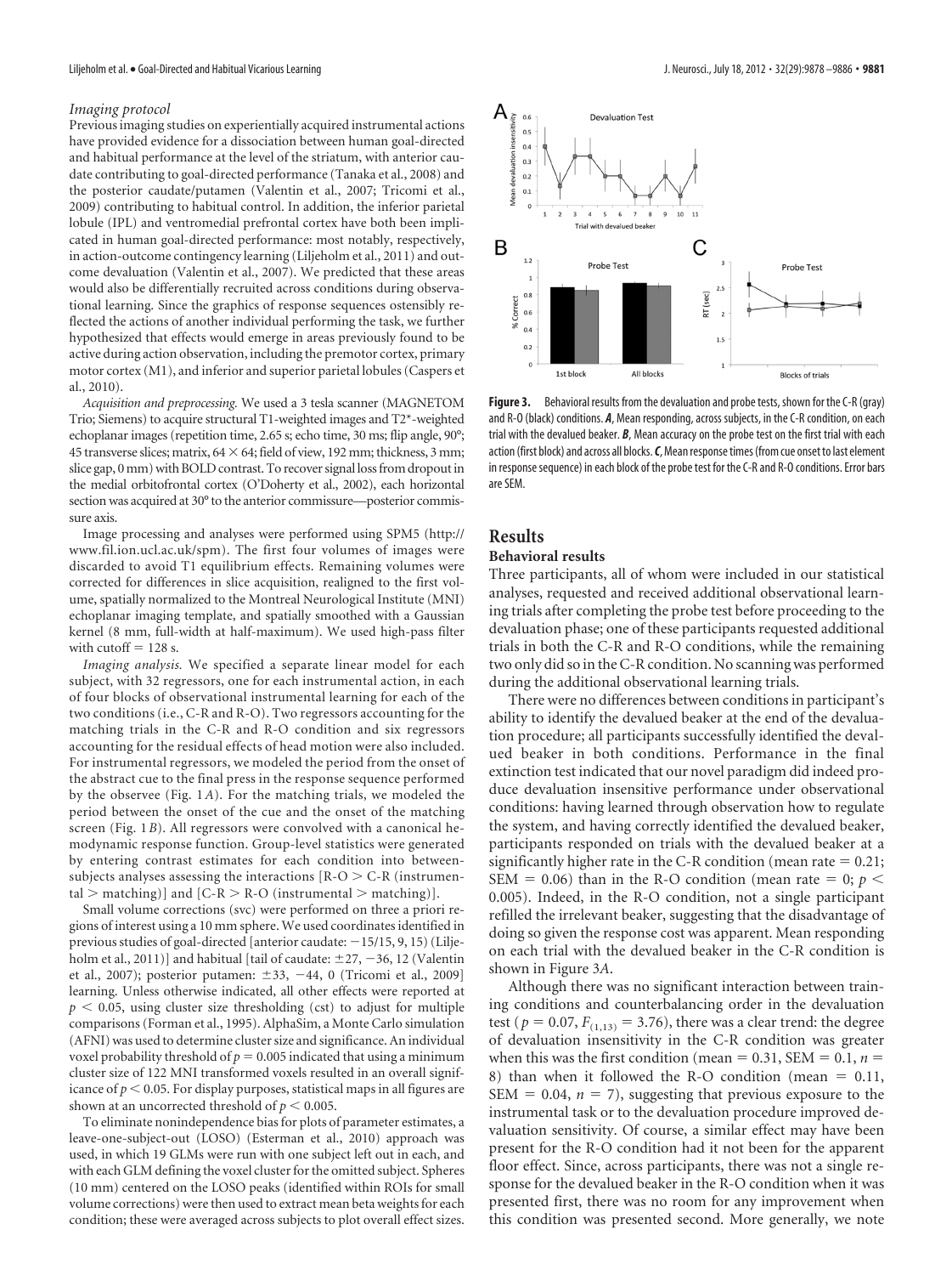### Imaging protocol

Previous imaging studies on experientially acquired instrumental actions have provided evidence for a dissociation between human goal-directed and habitual performance at the level of the striatum, with anterior caudate contributing to goal-directed performance (Tanaka et al., 2008) and the posterior caudate/putamen (Valentin et al., 2007; Tricomi et al., 2009) contributing to habitual control. In addition, the inferior parietal lobule (IPL) and ventromedial prefrontal cortex have both been implicated in human goal-directed performance: most notably, respectively, in action-outcome contingency learning (Liljeholm et al., 2011) and outcome devaluation (Valentin et al., 2007). We predicted that these areas would also be differentially recruited across conditions during observational learning. Since the graphics of response sequences ostensibly reflected the actions of another individual performing the task, we further hypothesized that effects would emerge in areas previously found to be active during action observation, including the premotor cortex, primary motor cortex (M1), and inferior and superior parietal lobules (Caspers et al., 2010).

*Acquisition and preprocessing.* We used a 3 tesla scanner (MAGNETOM Trio; Siemens) to acquire structural T1-weighted images and T2*-weighted echoplanar images (repetition time, 2.65 s; echo time, 30 ms; flip angle, 90°; 45 transverse slices; matrix, 64 × 64; field of view, 192 mm; thickness, 3 mm; slice gap, 0 mm) with BOLD contrast. To recover signal loss from dropout in the medial orbitofrontal cortex (O'Doherty et al., 2002), each horizontal section was acquired at 30° to the anterior commissure—posterior commissure axis.

Image processing and analyses were performed using SPM5 (http://www.fil.ion.ucl.ac.uk/spm). The first four volumes of images were discarded to avoid T1 equilibrium effects. Remaining volumes were corrected for differences in slice acquisition, realigned to the first volume, spatially normalized to the Montreal Neurological Institute (MNI) echoplanar imaging template, and spatially smoothed with a Gaussian kernel (8 mm, full-width at half-maximum). We used high-pass filter with cutoff = 128 s.

*Imaging analysis.* We specified a separate linear model for each subject, with 32 regressors, one for each instrumental action, in each of four blocks of observational instrumental learning for each of the two conditions (i.e., C-R and R-O). Two regressors accounting for the matching trials in the C-R and R-O condition and six regressors accounting for the residual effects of head motion were also included. For instrumental regressors, we modeled the period from the onset of the abstract cue to the final press in the response sequence performed by the observee (Fig. 1*A*). For the matching trials, we modeled the period between the onset of the cue and the onset of the matching screen (Fig. 1*B*). All regressors were convolved with a canonical hemodynamic response function. Group-level statistics were generated by entering contrast estimates for each condition into between-subjects analyses assessing the interactions [R-O > C-R (instrumental > matching)] and [C-R > R-O (instrumental > matching)].

Small volume corrections (svc) were performed on three a priori regions of interest using a 10 mm sphere. We used coordinates identified in previous studies of goal-directed [anterior caudate: −15/15, 9, 15) (Liljeholm et al., 2011)] and habitual [tail of caudate: ±27, −36, 12 (Valentin et al., 2007); posterior putamen: ±33, −44, 0 (Tricomi et al., 2009] learning. Unless otherwise indicated, all other effects were reported at $p < 0.05$, using cluster size thresholding (cst) to adjust for multiple comparisons (Forman et al., 1995). AlphaSim, a Monte Carlo simulation (AFNI) was used to determine cluster size and significance. An individual voxel probability threshold of $p = 0.005$ indicated that using a minimum cluster size of 122 MNI transformed voxels resulted in an overall significance of $p < 0.05$. For display purposes, statistical maps in all figures are shown at an uncorrected threshold of $p < 0.005$.

To eliminate nonindependence bias for plots of parameter estimates, a leave-one-subject-out (LOSO) (Esterman et al., 2010) approach was used, in which 19 GLMs were run with one subject left out in each, and with each GLM defining the voxel cluster for the omitted subject. Spheres (10 mm) centered on the LOSO peaks (identified within ROIs for small volume corrections) were then used to extract mean beta weights for each condition; these were averaged across subjects to plot overall effect sizes.

A
Devaluation Test
Mean devaluation insensitivity
0.6
0.5
0.4
0.3
0.2
0.1
0
1 2 3 4 5 6 7 8 9 10 11
Trial with devalued beaker

B
Probe Test
% Correct
1.2
1
0.8
0.6
0.4
0.2
0
1st block
All blocks

C
Probe Test
RT (sec)
3
2.5
2
1.5
1
Blocks of trials

**Figure 3.** Behavioral results from the devaluation and probe tests, shown for the C-R (gray) and R-O (black) conditions. ***A***, Mean responding, across subjects, in the C-R condition, on each trial with the devalued beaker. ***B***, Mean accuracy on the probe test on the first trial with each action (first block) and across all blocks. ***C***, Mean response times (from cue onset to last element in response sequence) in each block of the probe test for the C-R and R-O conditions. Error bars are SEM.

## Results

### Behavioral results

Three participants, all of whom were included in our statistical analyses, requested and received additional observational learning trials after completing the probe test before proceeding to the devaluation phase; one of these participants requested additional trials in both the C-R and R-O conditions, while the remaining two only did so in the C-R condition. No scanning was performed during the additional observational learning trials.

There were no differences between conditions in participant's ability to identify the devalued beaker at the end of the devaluation procedure; all participants successfully identified the devalued beaker in both conditions. Performance in the final extinction test indicated that our novel paradigm did indeed produce devaluation insensitive performance under observational conditions: having learned through observation how to regulate the system, and having correctly identified the devalued beaker, participants responded on trials with the devalued beaker at a significantly higher rate in the C-R condition (mean rate = 0.21; SEM = 0.06) than in the R-O condition (mean rate = 0; $p < 0.005$). Indeed, in the R-O condition, not a single participant refilled the irrelevant beaker, suggesting that the disadvantage of doing so given the response cost was apparent. Mean responding on each trial with the devalued beaker in the C-R condition is shown in Figure 3*A*.

Although there was no significant interaction between training conditions and counterbalancing order in the devaluation test ($p = 0.07$, $F_{(1,13)} = 3.76$), there was a clear trend: the degree of devaluation insensitivity in the C-R condition was greater when this was the first condition (mean = 0.31, SEM = 0.1, $n = 8$) than when it followed the R-O condition (mean = 0.11, SEM = 0.04, $n = 7$), suggesting that previous exposure to the instrumental task or to the devaluation procedure improved devaluation sensitivity. Of course, a similar effect may have been present for the R-O condition had it not been for the apparent floor effect. Since, across participants, there was not a single response for the devalued beaker in the R-O condition when it was presented first, there was no room for any improvement when this condition was presented second. More generally, we note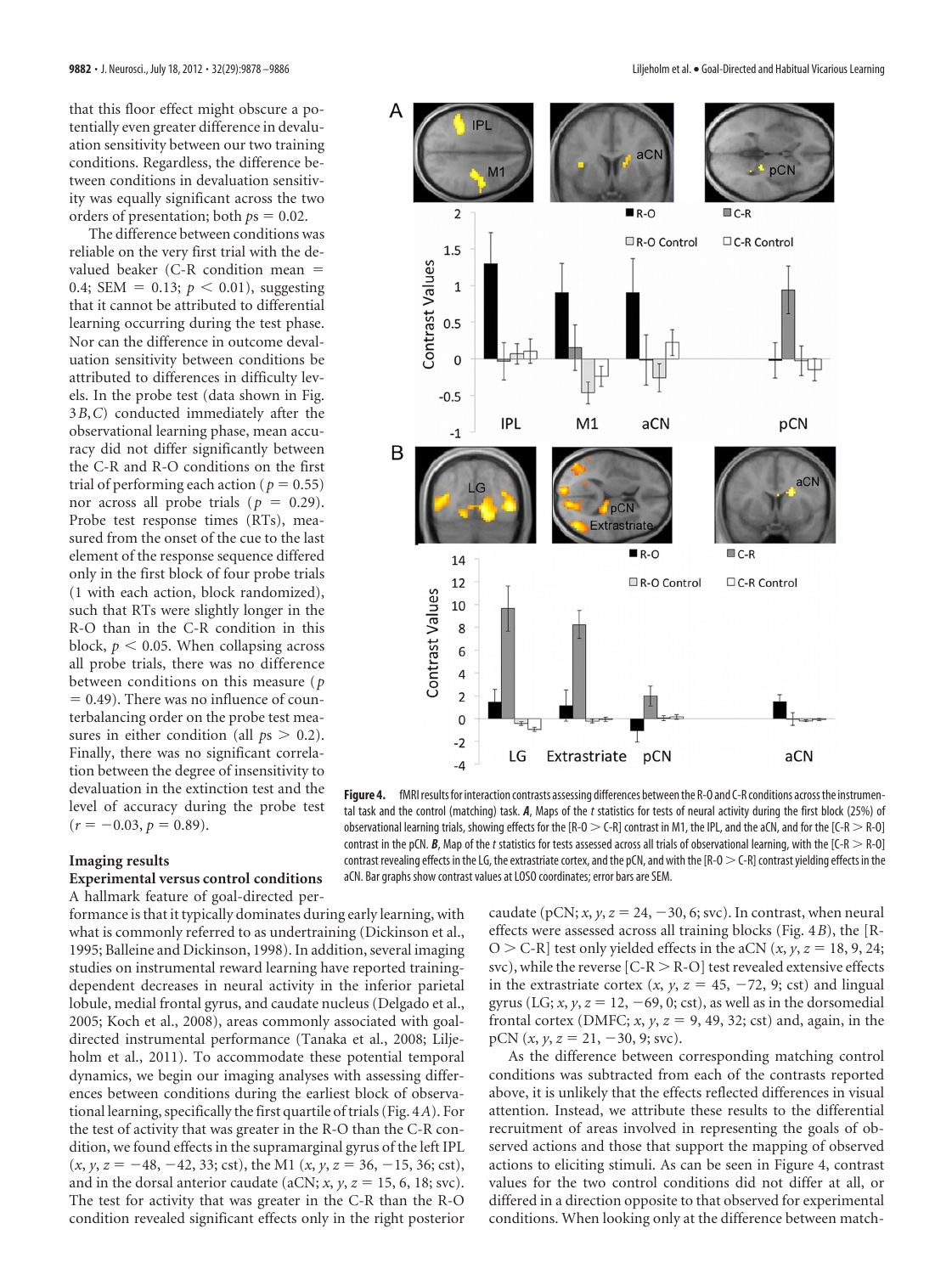that this floor effect might obscure a potentially even greater difference in devaluation sensitivity between our two training conditions. Regardless, the difference between conditions in devaluation sensitivity was equally significant across the two orders of presentation; both $ps = 0.02$.

The difference between conditions was reliable on the very first trial with the devalued beaker (C-R condition mean = 0.4; SEM = 0.13; $p < 0.01$), suggesting that it cannot be attributed to differential learning occurring during the test phase. Nor can the difference in outcome devaluation sensitivity between conditions be attributed to differences in difficulty levels. In the probe test (data shown in Fig. 3*B*,*C*) conducted immediately after the observational learning phase, mean accuracy did not differ significantly between the C-R and R-O conditions on the first trial of performing each action ($p = 0.55$) nor across all probe trials ($p = 0.29$). Probe test response times (RTs), measured from the onset of the cue to the last element of the response sequence differed only in the first block of four probe trials (1 with each action, block randomized), such that RTs were slightly longer in the R-O than in the C-R condition in this block, $p < 0.05$. When collapsing across all probe trials, there was no difference between conditions on this measure ($p = 0.49$). There was no influence of counterbalancing order on the probe test measures in either condition (all $ps > 0.2$). Finally, there was no significant correlation between the degree of insensitivity to devaluation in the extinction test and the level of accuracy during the probe test ($r = -0.03$, $p = 0.89$).

**Figure 4.** fMRI results for interaction contrasts assessing differences between the R-O and C-R conditions across the instrumental task and the control (matching) task. ***A***, Maps of the *t* statistics for tests of neural activity during the first block (25%) of observational learning trials, showing effects for the [R-O > C-R] contrast in M1, the IPL, and the aCN, and for the [C-R > R-O] contrast in the pCN. ***B***, Map of the *t* statistics for tests assessed across all trials of observational learning, with the [C-R > R-O] contrast revealing effects in the LG, the extrastriate cortex, and the pCN, and with the [R-O > C-R] contrast yielding effects in the aCN. Bar graphs show contrast values at LOSO coordinates; error bars are SEM.

## Imaging results

### Experimental versus control conditions

A hallmark feature of goal-directed performance is that it typically dominates during early learning, with what is commonly referred to as undertraining (Dickinson et al., 1995; Balleine and Dickinson, 1998). In addition, several imaging studies on instrumental reward learning have reported training-dependent decreases in neural activity in the inferior parietal lobule, medial frontal gyrus, and caudate nucleus (Delgado et al., 2005; Koch et al., 2008), areas commonly associated with goal-directed instrumental performance (Tanaka et al., 2008; Liljeholm et al., 2011). To accommodate these potential temporal dynamics, we begin our imaging analyses with assessing differences between conditions during the earliest block of observational learning, specifically the first quartile of trials (Fig. 4*A*). For the test of activity that was greater in the R-O than the C-R condition, we found effects in the supramarginal gyrus of the left IPL ($x, y, z = -48, -42, 33$; cst), the M1 ($x, y, z = 36, -15, 36$; cst), and in the dorsal anterior caudate (aCN; $x, y, z = 15, 6, 18$; svc). The test for activity that was greater in the C-R than the R-O condition revealed significant effects only in the right posterior caudate (pCN; $x, y, z = 24, -30, 6$; svc). In contrast, when neural effects were assessed across all training blocks (Fig. 4*B*), the [R-O > C-R] test only yielded effects in the aCN ($x, y, z = 18, 9, 24$; svc), while the reverse [C-R > R-O] test revealed extensive effects in the extrastriate cortex ($x, y, z = 45, -72, 9$; cst) and lingual gyrus (LG; $x, y, z = 12, -69, 0$; cst), as well as in the dorsomedial frontal cortex (DMFC; $x, y, z = 9, 49, 32$; cst) and, again, in the pCN ($x, y, z = 21, -30, 9$; svc).

As the difference between corresponding matching control conditions was subtracted from each of the contrasts reported above, it is unlikely that the effects reflected differences in visual attention. Instead, we attribute these results to the differential recruitment of areas involved in representing the goals of observed actions and those that support the mapping of observed actions to eliciting stimuli. As can be seen in Figure 4, contrast values for the two control conditions did not differ at all, or differed in a direction opposite to that observed for experimental conditions. When looking only at the difference between match-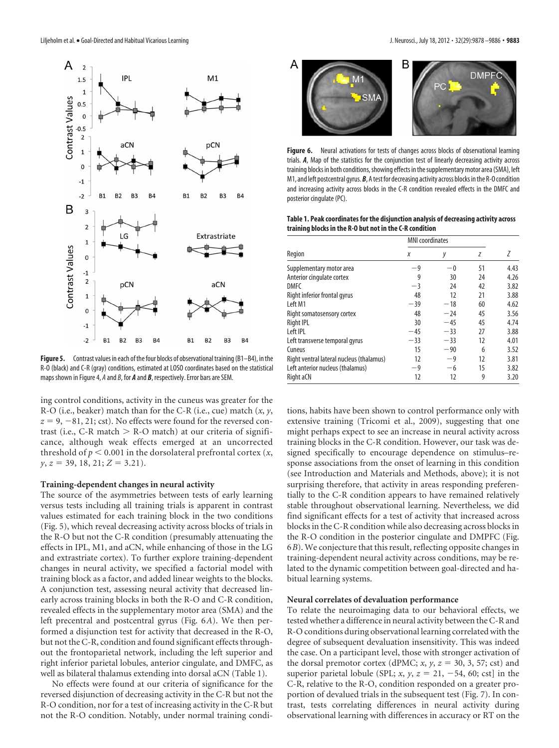**Figure 5.** Contrast values in each of the four blocks of observational training (B1–B4), in the R-O (black) and C-R (gray) conditions, estimated at LOSO coordinates based on the statistical maps shown in Figure 4, *A* and *B*, for ***A*** and ***B***, respectively. Error bars are SEM.

ing control conditions, activity in the cuneus was greater for the R-O (i.e., beaker) match than for the C-R (i.e., cue) match ($x$, $y$, $z$ = 9, −81, 21; cst). No effects were found for the reversed contrast (i.e., C-R match > R-O match) at our criteria of significance, although weak effects emerged at an uncorrected threshold of $p < 0.001$ in the dorsolateral prefrontal cortex ($x$, $y$, $z$ = 39, 18, 21; $Z$ = 3.21).

### Training-dependent changes in neural activity

The source of the asymmetries between tests of early learning versus tests including all training trials is apparent in contrast values estimated for each training block in the two conditions (Fig. 5), which reveal decreasing activity across blocks of trials in the R-O but not the C-R condition (presumably attenuating the effects in IPL, M1, and aCN, while enhancing of those in the LG and extrastriate cortex). To further explore training-dependent changes in neural activity, we specified a factorial model with training block as a factor, and added linear weights to the blocks. A conjunction test, assessing neural activity that decreased linearly across training blocks in both the R-O and C-R condition, revealed effects in the supplementary motor area (SMA) and the left precentral and postcentral gyrus (Fig. 6*A*). We then performed a disjunction test for activity that decreased in the R-O, but not the C-R, condition and found significant effects throughout the frontoparietal network, including the left superior and right inferior parietal lobules, anterior cingulate, and DMFC, as well as bilateral thalamus extending into dorsal aCN (Table 1).

No effects were found at our criteria of significance for the reversed disjunction of decreasing activity in the C-R but not the R-O condition, nor for a test of increasing activity in the C-R but not the R-O condition. Notably, under normal training conditions, habits have been shown to control performance only with extensive training (Tricomi et al., 2009), suggesting that one might perhaps expect to see an increase in neural activity across training blocks in the C-R condition. However, our task was designed specifically to encourage dependence on stimulus–response associations from the onset of learning in this condition (see Introduction and Materials and Methods, above); it is not surprising therefore, that activity in areas responding preferentially to the C-R condition appears to have remained relatively stable throughout observational learning. Nevertheless, we did find significant effects for a test of activity that increased across blocks in the C-R condition while also decreasing across blocks in the R-O condition in the posterior cingulate and DMPFC (Fig. 6*B*). We conjecture that this result, reflecting opposite changes in training-dependent neural activity across conditions, may be related to the dynamic competition between goal-directed and habitual learning systems.

**Figure 6.** Neural activations for tests of changes across blocks of observational learning trials. ***A***, Map of the statistics for the conjunction test of linearly decreasing activity across training blocks in both conditions, showing effects in the supplementary motor area (SMA), left M1, and left postcentral gyrus. ***B***, A test for decreasing activity across blocks in the R-O condition and increasing activity across blocks in the C-R condition revealed effects in the DMFC and posterior cingulate (PC).

**Table 1. Peak coordinates for the disjunction analysis of decreasing activity across training blocks in the R-O but not in the C-R condition**

| Region | MNI coordinates | | | Z |
|---|---|---|---|---|
| | x | y | z | |
| Supplementary motor area | −9 | −0 | 51 | 4.43 |
| Anterior cingulate cortex | 9 | 30 | 24 | 4.26 |
| DMFC | −3 | 24 | 42 | 3.82 |
| Right inferior frontal gyrus | 48 | 12 | 21 | 3.88 |
| Left M1 | −39 | −18 | 60 | 4.62 |
| Right somatosensory cortex | 48 | −24 | 45 | 3.56 |
| Right IPL | 30 | −45 | 45 | 4.74 |
| Left IPL | −45 | −33 | 27 | 3.88 |
| Left transverse temporal gyrus | −33 | −33 | 12 | 4.01 |
| Cuneus | 15 | −90 | 6 | 3.52 |
| Right ventral lateral nucleus (thalamus) | 12 | −9 | 12 | 3.81 |
| Left anterior nucleus (thalamus) | −9 | −6 | 15 | 3.82 |
| Right aCN | 12 | 12 | 9 | 3.20 |

### Neural correlates of devaluation performance

To relate the neuroimaging data to our behavioral effects, we tested whether a difference in neural activity between the C-R and R-O conditions during observational learning correlated with the degree of subsequent devaluation insensitivity. This was indeed the case. On a participant level, those with stronger activation of the dorsal premotor cortex (dPMC; $x$, $y$, $z$ = 30, 3, 57; cst) and superior parietal lobule (SPL; $x$, $y$, $z$ = 21, −54, 60; cst] in the C-R, relative to the R-O, condition responded on a greater proportion of devalued trials in the subsequent test (Fig. 7). In contrast, tests correlating differences in neural activity during observational learning with differences in accuracy or RT on the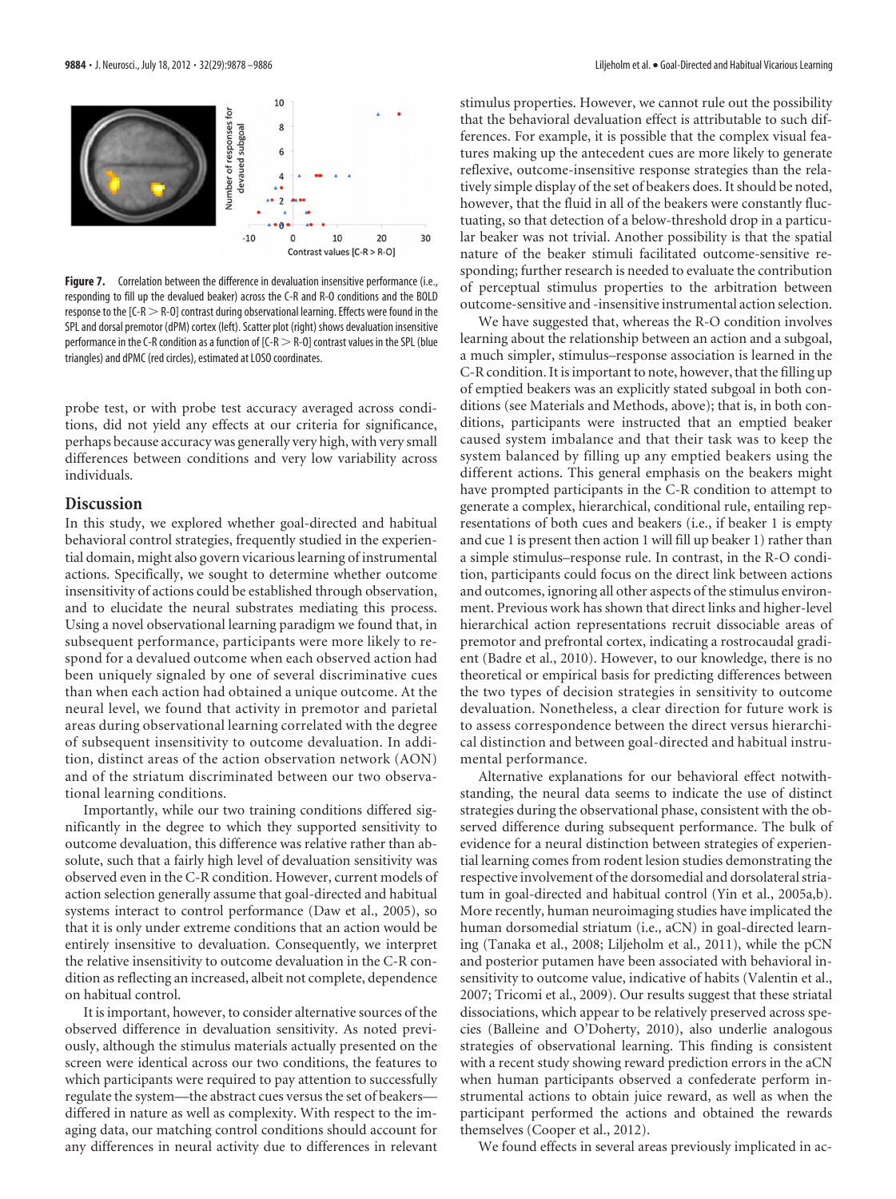10
8
6
4
2
0
-10
0
10
20
30
Number of responses for devaued subgoal
Contrast values [C-R > R-O]

**Figure 7.** Correlation between the difference in devaluation insensitive performance (i.e., responding to fill up the devalued beaker) across the C-R and R-O conditions and the BOLD response to the [C-R > R-O] contrast during observational learning. Effects were found in the SPL and dorsal premotor (dPM) cortex (left). Scatter plot (right) shows devaluation insensitive performance in the C-R condition as a function of [C-R > R-O] contrast values in the SPL (blue triangles) and dPMC (red circles), estimated at LOSO coordinates.

probe test, or with probe test accuracy averaged across conditions, did not yield any effects at our criteria for significance, perhaps because accuracy was generally very high, with very small differences between conditions and very low variability across individuals.

## Discussion

In this study, we explored whether goal-directed and habitual behavioral control strategies, frequently studied in the experiential domain, might also govern vicarious learning of instrumental actions. Specifically, we sought to determine whether outcome insensitivity of actions could be established through observation, and to elucidate the neural substrates mediating this process. Using a novel observational learning paradigm we found that, in subsequent performance, participants were more likely to respond for a devalued outcome when each observed action had been uniquely signaled by one of several discriminative cues than when each action had obtained a unique outcome. At the neural level, we found that activity in premotor and parietal areas during observational learning correlated with the degree of subsequent insensitivity to outcome devaluation. In addition, distinct areas of the action observation network (AON) and of the striatum discriminated between our two observational learning conditions.

Importantly, while our two training conditions differed significantly in the degree to which they supported sensitivity to outcome devaluation, this difference was relative rather than absolute, such that a fairly high level of devaluation sensitivity was observed even in the C-R condition. However, current models of action selection generally assume that goal-directed and habitual systems interact to control performance (Daw et al., 2005), so that it is only under extreme conditions that an action would be entirely insensitive to devaluation. Consequently, we interpret the relative insensitivity to outcome devaluation in the C-R condition as reflecting an increased, albeit not complete, dependence on habitual control.

It is important, however, to consider alternative sources of the observed difference in devaluation sensitivity. As noted previously, although the stimulus materials actually presented on the screen were identical across our two conditions, the features to which participants were required to pay attention to successfully regulate the system—the abstract cues versus the set of beakers—differed in nature as well as complexity. With respect to the imaging data, our matching control conditions should account for any differences in neural activity due to differences in relevant stimulus properties. However, we cannot rule out the possibility that the behavioral devaluation effect is attributable to such differences. For example, it is possible that the complex visual features making up the antecedent cues are more likely to generate reflexive, outcome-insensitive response strategies than the relatively simple display of the set of beakers does. It should be noted, however, that the fluid in all of the beakers were constantly fluctuating, so that detection of a below-threshold drop in a particular beaker was not trivial. Another possibility is that the spatial nature of the beaker stimuli facilitated outcome-sensitive responding; further research is needed to evaluate the contribution of perceptual stimulus properties to the arbitration between outcome-sensitive and -insensitive instrumental action selection.

We have suggested that, whereas the R-O condition involves learning about the relationship between an action and a subgoal, a much simpler, stimulus–response association is learned in the C-R condition. It is important to note, however, that the filling up of emptied beakers was an explicitly stated subgoal in both conditions (see Materials and Methods, above); that is, in both conditions, participants were instructed that an emptied beaker caused system imbalance and that their task was to keep the system balanced by filling up any emptied beakers using the different actions. This general emphasis on the beakers might have prompted participants in the C-R condition to attempt to generate a complex, hierarchical, conditional rule, entailing representations of both cues and beakers (i.e., if beaker 1 is empty and cue 1 is present then action 1 will fill up beaker 1) rather than a simple stimulus–response rule. In contrast, in the R-O condition, participants could focus on the direct link between actions and outcomes, ignoring all other aspects of the stimulus environment. Previous work has shown that direct links and higher-level hierarchical action representations recruit dissociable areas of premotor and prefrontal cortex, indicating a rostrocaudal gradient (Badre et al., 2010). However, to our knowledge, there is no theoretical or empirical basis for predicting differences between the two types of decision strategies in sensitivity to outcome devaluation. Nonetheless, a clear direction for future work is to assess correspondence between the direct versus hierarchical distinction and between goal-directed and habitual instrumental performance.

Alternative explanations for our behavioral effect notwithstanding, the neural data seems to indicate the use of distinct strategies during the observational phase, consistent with the observed difference during subsequent performance. The bulk of evidence for a neural distinction between strategies of experiential learning comes from rodent lesion studies demonstrating the respective involvement of the dorsomedial and dorsolateral striatum in goal-directed and habitual control (Yin et al., 2005a,b). More recently, human neuroimaging studies have implicated the human dorsomedial striatum (i.e., aCN) in goal-directed learning (Tanaka et al., 2008; Liljeholm et al., 2011), while the pCN and posterior putamen have been associated with behavioral insensitivity to outcome value, indicative of habits (Valentin et al., 2007; Tricomi et al., 2009). Our results suggest that these striatal dissociations, which appear to be relatively preserved across species (Balleine and O'Doherty, 2010), also underlie analogous strategies of observational learning. This finding is consistent with a recent study showing reward prediction errors in the aCN when human participants observed a confederate perform instrumental actions to obtain juice reward, as well as when the participant performed the actions and obtained the rewards themselves (Cooper et al., 2012).

We found effects in several areas previously implicated in ac-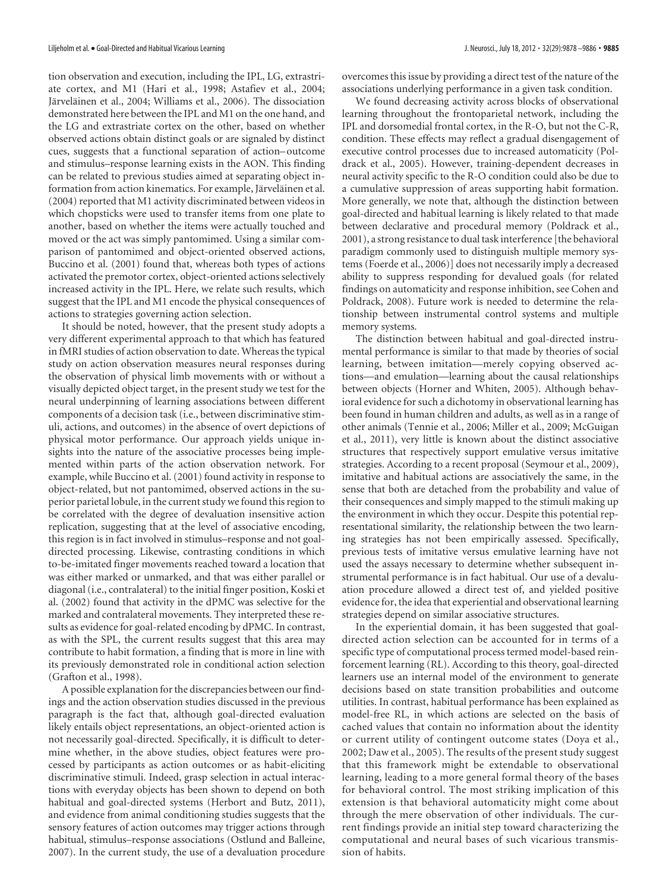tion observation and execution, including the IPL, LG, extrastriate cortex, and M1 (Hari et al., 1998; Astafiev et al., 2004; Järveläinen et al., 2004; Williams et al., 2006). The dissociation demonstrated here between the IPL and M1 on the one hand, and the LG and extrastriate cortex on the other, based on whether observed actions obtain distinct goals or are signaled by distinct cues, suggests that a functional separation of action–outcome and stimulus–response learning exists in the AON. This finding can be related to previous studies aimed at separating object information from action kinematics. For example, Järveläinen et al. (2004) reported that M1 activity discriminated between videos in which chopsticks were used to transfer items from one plate to another, based on whether the items were actually touched and moved or the act was simply pantomimed. Using a similar comparison of pantomimed and object-oriented observed actions, Buccino et al. (2001) found that, whereas both types of actions activated the premotor cortex, object-oriented actions selectively increased activity in the IPL. Here, we relate such results, which suggest that the IPL and M1 encode the physical consequences of actions to strategies governing action selection.

It should be noted, however, that the present study adopts a very different experimental approach to that which has featured in fMRI studies of action observation to date. Whereas the typical study on action observation measures neural responses during the observation of physical limb movements with or without a visually depicted object target, in the present study we test for the neural underpinning of learning associations between different components of a decision task (i.e., between discriminative stimuli, actions, and outcomes) in the absence of overt depictions of physical motor performance. Our approach yields unique insights into the nature of the associative processes being implemented within parts of the action observation network. For example, while Buccino et al. (2001) found activity in response to object-related, but not pantomimed, observed actions in the superior parietal lobule, in the current study we found this region to be correlated with the degree of devaluation insensitive action replication, suggesting that at the level of associative encoding, this region is in fact involved in stimulus–response and not goal-directed processing. Likewise, contrasting conditions in which to-be-imitated finger movements reached toward a location that was either marked or unmarked, and that was either parallel or diagonal (i.e., contralateral) to the initial finger position, Koski et al. (2002) found that activity in the dPMC was selective for the marked and contralateral movements. They interpreted these results as evidence for goal-related encoding by dPMC. In contrast, as with the SPL, the current results suggest that this area may contribute to habit formation, a finding that is more in line with its previously demonstrated role in conditional action selection (Grafton et al., 1998).

A possible explanation for the discrepancies between our findings and the action observation studies discussed in the previous paragraph is the fact that, although goal-directed evaluation likely entails object representations, an object-oriented action is not necessarily goal-directed. Specifically, it is difficult to determine whether, in the above studies, object features were processed by participants as action outcomes or as habit-eliciting discriminative stimuli. Indeed, grasp selection in actual interactions with everyday objects has been shown to depend on both habitual and goal-directed systems (Herbort and Butz, 2011), and evidence from animal conditioning studies suggests that the sensory features of action outcomes may trigger actions through habitual, stimulus–response associations (Ostlund and Balleine, 2007). In the current study, the use of a devaluation procedure overcomes this issue by providing a direct test of the nature of the associations underlying performance in a given task condition.

We found decreasing activity across blocks of observational learning throughout the frontoparietal network, including the IPL and dorsomedial frontal cortex, in the R-O, but not the C-R, condition. These effects may reflect a gradual disengagement of executive control processes due to increased automaticity (Poldrack et al., 2005). However, training-dependent decreases in neural activity specific to the R-O condition could also be due to a cumulative suppression of areas supporting habit formation. More generally, we note that, although the distinction between goal-directed and habitual learning is likely related to that made between declarative and procedural memory (Poldrack et al., 2001), a strong resistance to dual task interference [the behavioral paradigm commonly used to distinguish multiple memory systems (Foerde et al., 2006)] does not necessarily imply a decreased ability to suppress responding for devalued goals (for related findings on automaticity and response inhibition, see Cohen and Poldrack, 2008). Future work is needed to determine the relationship between instrumental control systems and multiple memory systems.

The distinction between habitual and goal-directed instrumental performance is similar to that made by theories of social learning, between imitation—merely copying observed actions—and emulation—learning about the causal relationships between objects (Horner and Whiten, 2005). Although behavioral evidence for such a dichotomy in observational learning has been found in human children and adults, as well as in a range of other animals (Tennie et al., 2006; Miller et al., 2009; McGuigan et al., 2011), very little is known about the distinct associative structures that respectively support emulative versus imitative strategies. According to a recent proposal (Seymour et al., 2009), imitative and habitual actions are associatively the same, in the sense that both are detached from the probability and value of their consequences and simply mapped to the stimuli making up the environment in which they occur. Despite this potential representational similarity, the relationship between the two learning strategies has not been empirically assessed. Specifically, previous tests of imitative versus emulative learning have not used the assays necessary to determine whether subsequent instrumental performance is in fact habitual. Our use of a devaluation procedure allowed a direct test of, and yielded positive evidence for, the idea that experiential and observational learning strategies depend on similar associative structures.

In the experiential domain, it has been suggested that goal-directed action selection can be accounted for in terms of a specific type of computational process termed model-based reinforcement learning (RL). According to this theory, goal-directed learners use an internal model of the environment to generate decisions based on state transition probabilities and outcome utilities. In contrast, habitual performance has been explained as model-free RL, in which actions are selected on the basis of cached values that contain no information about the identity or current utility of contingent outcome states (Doya et al., 2002; Daw et al., 2005). The results of the present study suggest that this framework might be extendable to observational learning, leading to a more general formal theory of the bases for behavioral control. The most striking implication of this extension is that behavioral automaticity might come about through the mere observation of other individuals. The current findings provide an initial step toward characterizing the computational and neural bases of such vicarious transmission of habits.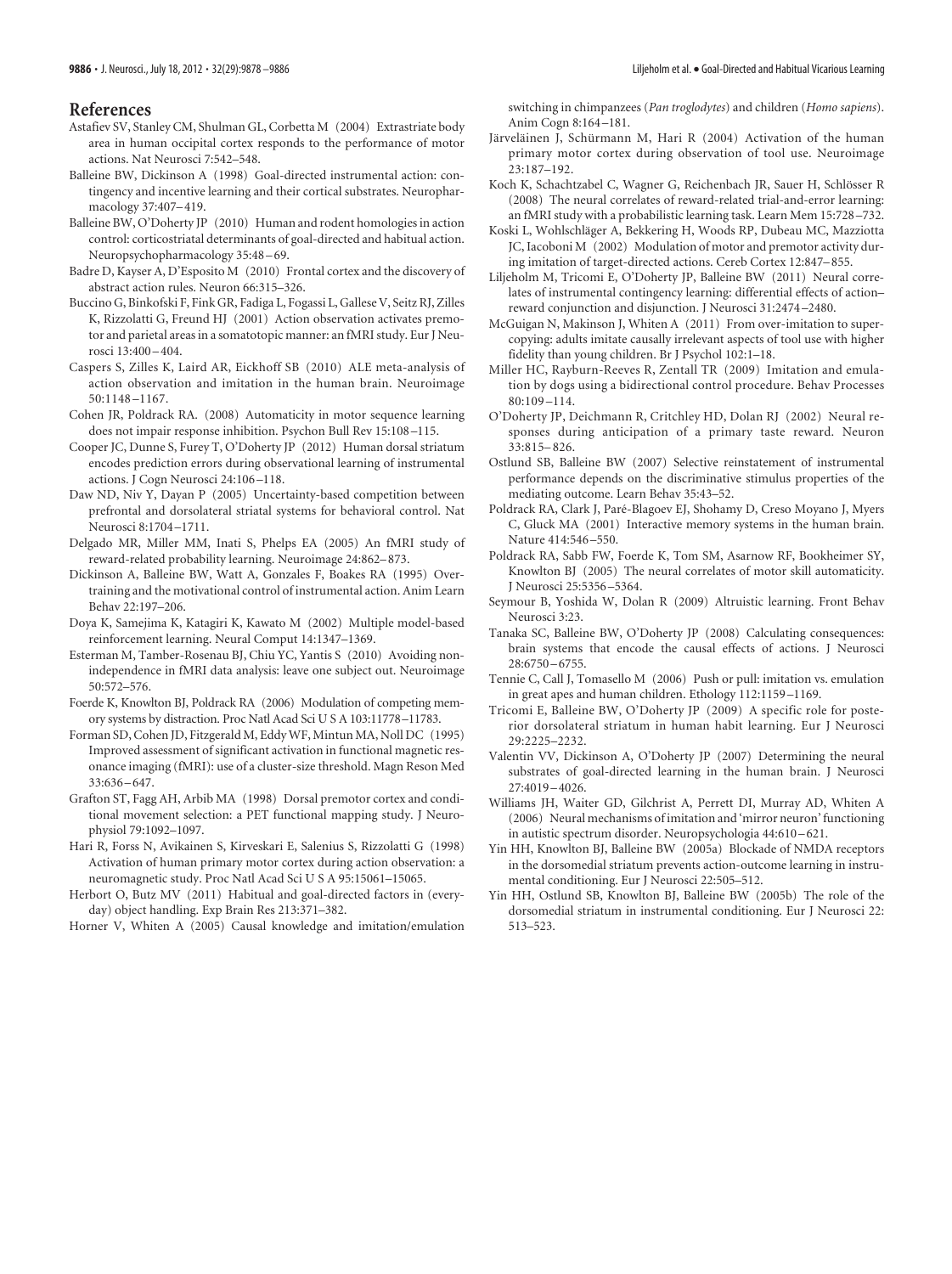## References

Astafiev SV, Stanley CM, Shulman GL, Corbetta M (2004) Extrastriate body area in human occipital cortex responds to the performance of motor actions. Nat Neurosci 7:542–548.

Balleine BW, Dickinson A (1998) Goal-directed instrumental action: contingency and incentive learning and their cortical substrates. Neuropharmacology 37:407–419.

Balleine BW, O'Doherty JP (2010) Human and rodent homologies in action control: corticostriatal determinants of goal-directed and habitual action. Neuropsychopharmacology 35:48–69.

Badre D, Kayser A, D'Esposito M (2010) Frontal cortex and the discovery of abstract action rules. Neuron 66:315–326.

Buccino G, Binkofski F, Fink GR, Fadiga L, Fogassi L, Gallese V, Seitz RJ, Zilles K, Rizzolatti G, Freund HJ (2001) Action observation activates premotor and parietal areas in a somatotopic manner: an fMRI study. Eur J Neurosci 13:400–404.

Caspers S, Zilles K, Laird AR, Eickhoff SB (2010) ALE meta-analysis of action observation and imitation in the human brain. Neuroimage 50:1148–1167.

Cohen JR, Poldrack RA. (2008) Automaticity in motor sequence learning does not impair response inhibition. Psychon Bull Rev 15:108–115.

Cooper JC, Dunne S, Furey T, O'Doherty JP (2012) Human dorsal striatum encodes prediction errors during observational learning of instrumental actions. J Cogn Neurosci 24:106–118.

Daw ND, Niv Y, Dayan P (2005) Uncertainty-based competition between prefrontal and dorsolateral striatal systems for behavioral control. Nat Neurosci 8:1704–1711.

Delgado MR, Miller MM, Inati S, Phelps EA (2005) An fMRI study of reward-related probability learning. Neuroimage 24:862–873.

Dickinson A, Balleine BW, Watt A, Gonzales F, Boakes RA (1995) Overtraining and the motivational control of instrumental action. Anim Learn Behav 22:197–206.

Doya K, Samejima K, Katagiri K, Kawato M (2002) Multiple model-based reinforcement learning. Neural Comput 14:1347–1369.

Esterman M, Tamber-Rosenau BJ, Chiu YC, Yantis S (2010) Avoiding non-independence in fMRI data analysis: leave one subject out. Neuroimage 50:572–576.

Foerde K, Knowlton BJ, Poldrack RA (2006) Modulation of competing memory systems by distraction. Proc Natl Acad Sci U S A 103:11778–11783.

Forman SD, Cohen JD, Fitzgerald M, Eddy WF, Mintun MA, Noll DC (1995) Improved assessment of significant activation in functional magnetic resonance imaging (fMRI): use of a cluster-size threshold. Magn Reson Med 33:636–647.

Grafton ST, Fagg AH, Arbib MA (1998) Dorsal premotor cortex and conditional movement selection: a PET functional mapping study. J Neurophysiol 79:1092–1097.

Hari R, Forss N, Avikainen S, Kirveskari E, Salenius S, Rizzolatti G (1998) Activation of human primary motor cortex during action observation: a neuromagnetic study. Proc Natl Acad Sci U S A 95:15061–15065.

Herbort O, Butz MV (2011) Habitual and goal-directed factors in (everyday) object handling. Exp Brain Res 213:371–382.

Horner V, Whiten A (2005) Causal knowledge and imitation/emulation switching in chimpanzees (*Pan troglodytes*) and children (*Homo sapiens*). Anim Cogn 8:164–181.

Järveläinen J, Schürmann M, Hari R (2004) Activation of the human primary motor cortex during observation of tool use. Neuroimage 23:187–192.

Koch K, Schachtzabel C, Wagner G, Reichenbach JR, Sauer H, Schlösser R (2008) The neural correlates of reward-related trial-and-error learning: an fMRI study with a probabilistic learning task. Learn Mem 15:728–732.

Koski L, Wohlschläger A, Bekkering H, Woods RP, Dubeau MC, Mazziotta JC, Iacoboni M (2002) Modulation of motor and premotor activity during imitation of target-directed actions. Cereb Cortex 12:847–855.

Liljeholm M, Tricomi E, O'Doherty JP, Balleine BW (2011) Neural correlates of instrumental contingency learning: differential effects of action–reward conjunction and disjunction. J Neurosci 31:2474–2480.

McGuigan N, Makinson J, Whiten A (2011) From over-imitation to super-copying: adults imitate causally irrelevant aspects of tool use with higher fidelity than young children. Br J Psychol 102:1–18.

Miller HC, Rayburn-Reeves R, Zentall TR (2009) Imitation and emulation by dogs using a bidirectional control procedure. Behav Processes 80:109–114.

O'Doherty JP, Deichmann R, Critchley HD, Dolan RJ (2002) Neural responses during anticipation of a primary taste reward. Neuron 33:815–826.

Ostlund SB, Balleine BW (2007) Selective reinstatement of instrumental performance depends on the discriminative stimulus properties of the mediating outcome. Learn Behav 35:43–52.

Poldrack RA, Clark J, Paré-Blagoev EJ, Shohamy D, Creso Moyano J, Myers C, Gluck MA (2001) Interactive memory systems in the human brain. Nature 414:546–550.

Poldrack RA, Sabb FW, Foerde K, Tom SM, Asarnow RF, Bookheimer SY, Knowlton BJ (2005) The neural correlates of motor skill automaticity. J Neurosci 25:5356–5364.

Seymour B, Yoshida W, Dolan R (2009) Altruistic learning. Front Behav Neurosci 3:23.

Tanaka SC, Balleine BW, O'Doherty JP (2008) Calculating consequences: brain systems that encode the causal effects of actions. J Neurosci 28:6750–6755.

Tennie C, Call J, Tomasello M (2006) Push or pull: imitation vs. emulation in great apes and human children. Ethology 112:1159–1169.

Tricomi E, Balleine BW, O'Doherty JP (2009) A specific role for posterior dorsolateral striatum in human habit learning. Eur J Neurosci 29:2225–2232.

Valentin VV, Dickinson A, O'Doherty JP (2007) Determining the neural substrates of goal-directed learning in the human brain. J Neurosci 27:4019–4026.

Williams JH, Waiter GD, Gilchrist A, Perrett DI, Murray AD, Whiten A (2006) Neural mechanisms of imitation and 'mirror neuron' functioning in autistic spectrum disorder. Neuropsychologia 44:610–621.

Yin HH, Knowlton BJ, Balleine BW (2005a) Blockade of NMDA receptors in the dorsomedial striatum prevents action-outcome learning in instrumental conditioning. Eur J Neurosci 22:505–512.

Yin HH, Ostlund SB, Knowlton BJ, Balleine BW (2005b) The role of the dorsomedial striatum in instrumental conditioning. Eur J Neurosci 22: 513–523.